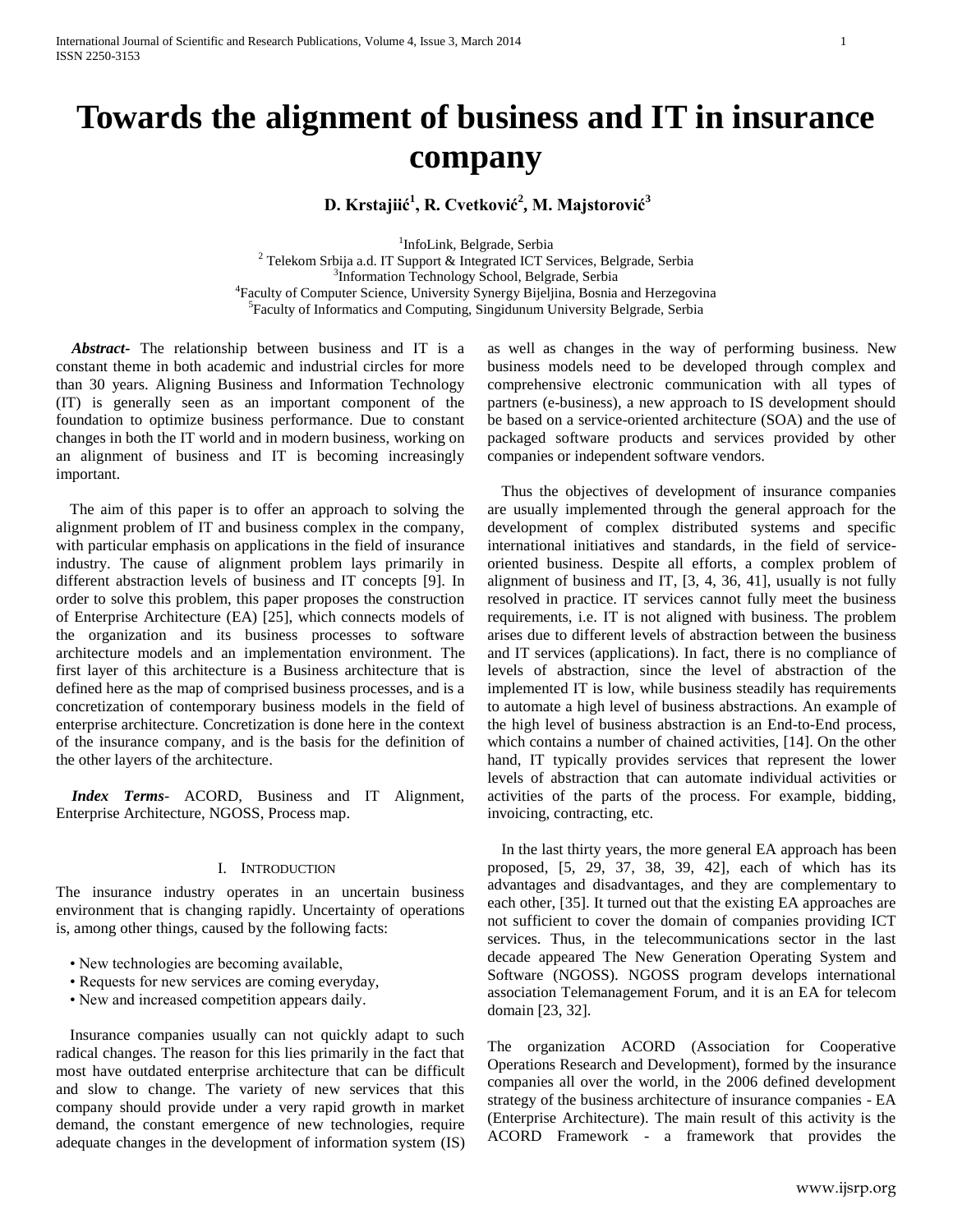# Towards the alignment of business and IT in insurance company

**D. Krstajiić[1], R. Cvetković[2], M. Majstorović[3]**

[1]InfoLink, Belgrade, Serbia
[2] Telekom Srbija a.d. IT Support & Integrated ICT Services, Belgrade, Serbia
[3]Information Technology School, Belgrade, Serbia
[4]Faculty of Computer Science, University Synergy Bijeljina, Bosnia and Herzegovina
[5]Faculty of Informatics and Computing, Singidunum University Belgrade, Serbia

***Abstract-*** The relationship between business and IT is a constant theme in both academic and industrial circles for more than 30 years. Aligning Business and Information Technology (IT) is generally seen as an important component of the foundation to optimize business performance. Due to constant changes in both the IT world and in modern business, working on an alignment of business and IT is becoming increasingly important.

The aim of this paper is to offer an approach to solving the alignment problem of IT and business complex in the company, with particular emphasis on applications in the field of insurance industry. The cause of alignment problem lays primarily in different abstraction levels of business and IT concepts [9]. In order to solve this problem, this paper proposes the construction of Enterprise Architecture (EA) [25], which connects models of the organization and its business processes to software architecture models and an implementation environment. The first layer of this architecture is a Business architecture that is defined here as the map of comprised business processes, and is a concretization of contemporary business models in the field of enterprise architecture. Concretization is done here in the context of the insurance company, and is the basis for the definition of the other layers of the architecture.

***Index Terms*-** ACORD, Business and IT Alignment, Enterprise Architecture, NGOSS, Process map.

## I. Introduction

The insurance industry operates in an uncertain business environment that is changing rapidly. Uncertainty of operations is, among other things, caused by the following facts:

- New technologies are becoming available,
- Requests for new services are coming everyday,
- New and increased competition appears daily.

Insurance companies usually can not quickly adapt to such radical changes. The reason for this lies primarily in the fact that most have outdated enterprise architecture that can be difficult and slow to change. The variety of new services that this company should provide under a very rapid growth in market demand, the constant emergence of new technologies, require adequate changes in the development of information system (IS) as well as changes in the way of performing business. New business models need to be developed through complex and comprehensive electronic communication with all types of partners (e-business), a new approach to IS development should be based on a service-oriented architecture (SOA) and the use of packaged software products and services provided by other companies or independent software vendors.

Thus the objectives of development of insurance companies are usually implemented through the general approach for the development of complex distributed systems and specific international initiatives and standards, in the field of service-oriented business. Despite all efforts, a complex problem of alignment of business and IT, [3, 4, 36, 41], usually is not fully resolved in practice. IT services cannot fully meet the business requirements, i.e. IT is not aligned with business. The problem arises due to different levels of abstraction between the business and IT services (applications). In fact, there is no compliance of levels of abstraction, since the level of abstraction of the implemented IT is low, while business steadily has requirements to automate a high level of business abstractions. An example of the high level of business abstraction is an End-to-End process, which contains a number of chained activities, [14]. On the other hand, IT typically provides services that represent the lower levels of abstraction that can automate individual activities or activities of the parts of the process. For example, bidding, invoicing, contracting, etc.

In the last thirty years, the more general EA approach has been proposed, [5, 29, 37, 38, 39, 42], each of which has its advantages and disadvantages, and they are complementary to each other, [35]. It turned out that the existing EA approaches are not sufficient to cover the domain of companies providing ICT services. Thus, in the telecommunications sector in the last decade appeared The New Generation Operating System and Software (NGOSS). NGOSS program develops international association Telemanagement Forum, and it is an EA for telecom domain [23, 32].

The organization ACORD (Association for Cooperative Operations Research and Development), formed by the insurance companies all over the world, in the 2006 defined development strategy of the business architecture of insurance companies - EA (Enterprise Architecture). The main result of this activity is the ACORD Framework - a framework that provides the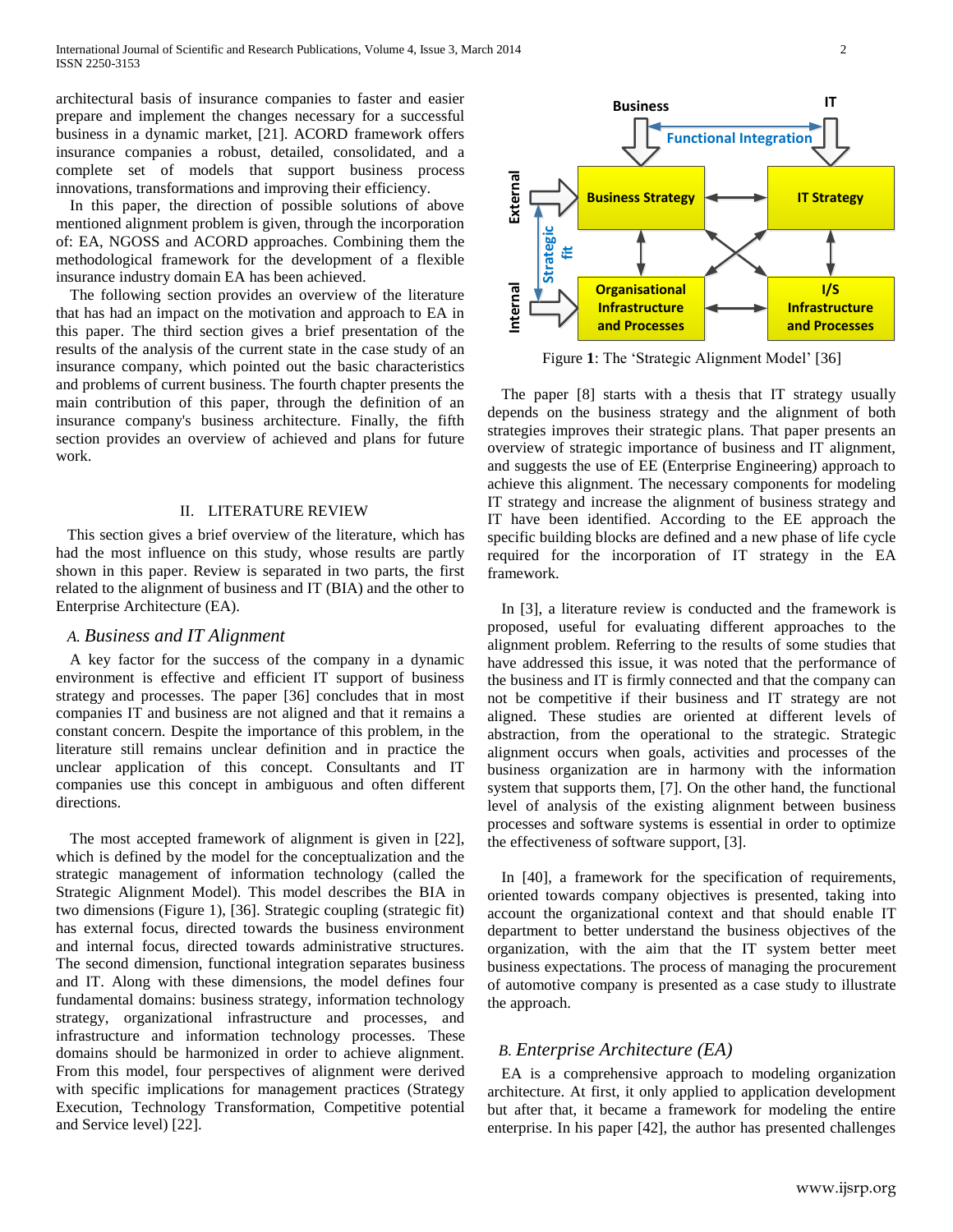architectural basis of insurance companies to faster and easier prepare and implement the changes necessary for a successful business in a dynamic market, [21]. ACORD framework offers insurance companies a robust, detailed, consolidated, and a complete set of models that support business process innovations, transformations and improving their efficiency.

In this paper, the direction of possible solutions of above mentioned alignment problem is given, through the incorporation of: EA, NGOSS and ACORD approaches. Combining them the methodological framework for the development of a flexible insurance industry domain EA has been achieved.

The following section provides an overview of the literature that has had an impact on the motivation and approach to EA in this paper. The third section gives a brief presentation of the results of the analysis of the current state in the case study of an insurance company, which pointed out the basic characteristics and problems of current business. The fourth chapter presents the main contribution of this paper, through the definition of an insurance company's business architecture. Finally, the fifth section provides an overview of achieved and plans for future work.

## II. LITERATURE REVIEW

This section gives a brief overview of the literature, which has had the most influence on this study, whose results are partly shown in this paper. Review is separated in two parts, the first related to the alignment of business and IT (BIA) and the other to Enterprise Architecture (EA).

### *A. Business and IT Alignment*

A key factor for the success of the company in a dynamic environment is effective and efficient IT support of business strategy and processes. The paper [36] concludes that in most companies IT and business are not aligned and that it remains a constant concern. Despite the importance of this problem, in the literature still remains unclear definition and in practice the unclear application of this concept. Consultants and IT companies use this concept in ambiguous and often different directions.

The most accepted framework of alignment is given in [22], which is defined by the model for the conceptualization and the strategic management of information technology (called the Strategic Alignment Model). This model describes the BIA in two dimensions (Figure 1), [36]. Strategic coupling (strategic fit) has external focus, directed towards the business environment and internal focus, directed towards administrative structures. The second dimension, functional integration separates business and IT. Along with these dimensions, the model defines four fundamental domains: business strategy, information technology strategy, organizational infrastructure and processes, and infrastructure and information technology processes. These domains should be harmonized in order to achieve alignment. From this model, four perspectives of alignment were derived with specific implications for management practices (Strategy Execution, Technology Transformation, Competitive potential and Service level) [22].

Figure **1**: The 'Strategic Alignment Model' [36]

The paper [8] starts with a thesis that IT strategy usually depends on the business strategy and the alignment of both strategies improves their strategic plans. That paper presents an overview of strategic importance of business and IT alignment, and suggests the use of EE (Enterprise Engineering) approach to achieve this alignment. The necessary components for modeling IT strategy and increase the alignment of business strategy and IT have been identified. According to the EE approach the specific building blocks are defined and a new phase of life cycle required for the incorporation of IT strategy in the EA framework.

In [3], a literature review is conducted and the framework is proposed, useful for evaluating different approaches to the alignment problem. Referring to the results of some studies that have addressed this issue, it was noted that the performance of the business and IT is firmly connected and that the company can not be competitive if their business and IT strategy are not aligned. These studies are oriented at different levels of abstraction, from the operational to the strategic. Strategic alignment occurs when goals, activities and processes of the business organization are in harmony with the information system that supports them, [7]. On the other hand, the functional level of analysis of the existing alignment between business processes and software systems is essential in order to optimize the effectiveness of software support, [3].

In [40], a framework for the specification of requirements, oriented towards company objectives is presented, taking into account the organizational context and that should enable IT department to better understand the business objectives of the organization, with the aim that the IT system better meet business expectations. The process of managing the procurement of automotive company is presented as a case study to illustrate the approach.

### *B. Enterprise Architecture (EA)*

EA is a comprehensive approach to modeling organization architecture. At first, it only applied to application development but after that, it became a framework for modeling the entire enterprise. In his paper [42], the author has presented challenges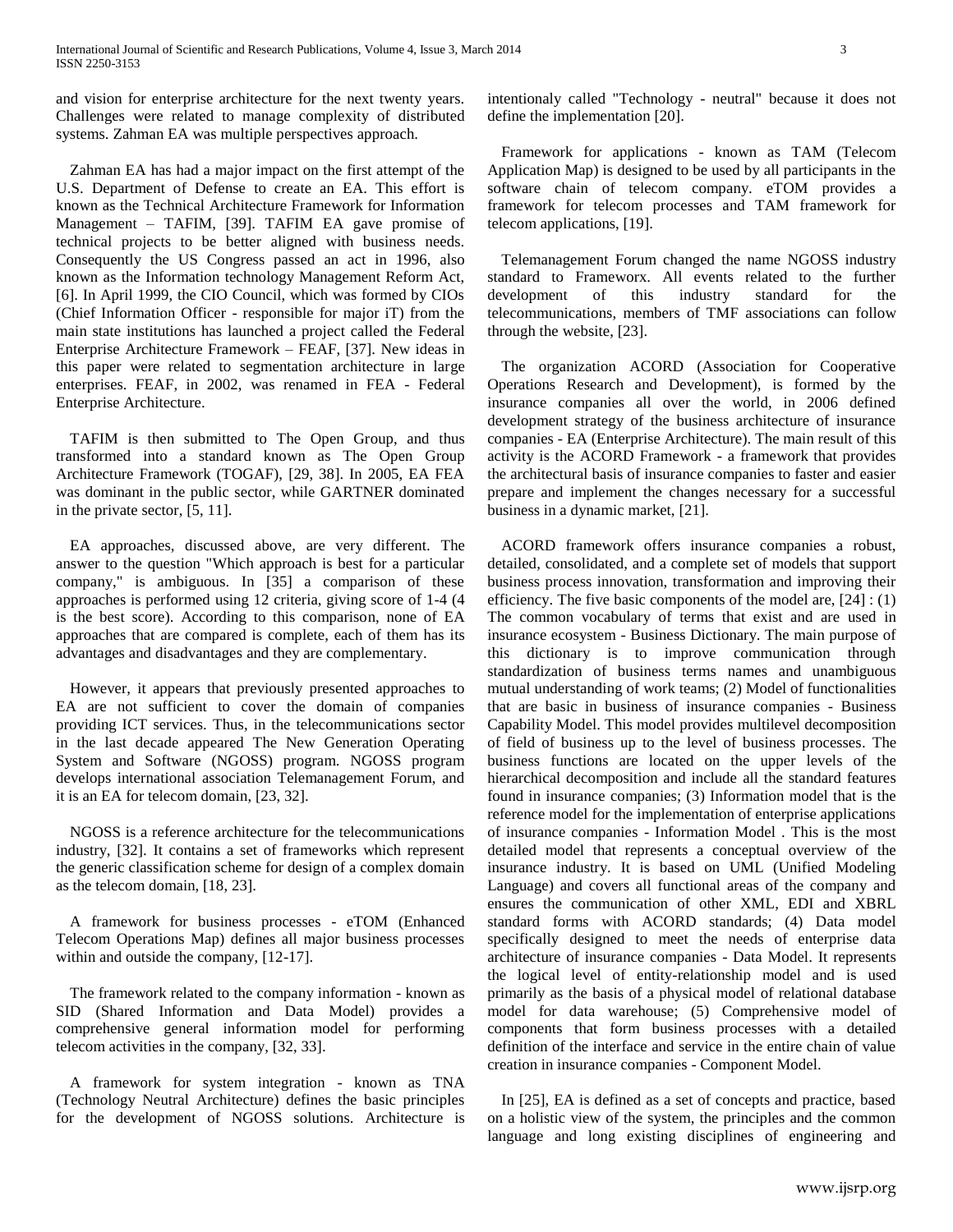and vision for enterprise architecture for the next twenty years. Challenges were related to manage complexity of distributed systems. Zahman EA was multiple perspectives approach.

Zahman EA has had a major impact on the first attempt of the U.S. Department of Defense to create an EA. This effort is known as the Technical Architecture Framework for Information Management – TAFIM, [39]. TAFIM EA gave promise of technical projects to be better aligned with business needs. Consequently the US Congress passed an act in 1996, also known as the Information technology Management Reform Act, [6]. In April 1999, the CIO Council, which was formed by CIOs (Chief Information Officer - responsible for major iT) from the main state institutions has launched a project called the Federal Enterprise Architecture Framework – FEAF, [37]. New ideas in this paper were related to segmentation architecture in large enterprises. FEAF, in 2002, was renamed in FEA - Federal Enterprise Architecture.

TAFIM is then submitted to The Open Group, and thus transformed into a standard known as The Open Group Architecture Framework (TOGAF), [29, 38]. In 2005, EA FEA was dominant in the public sector, while GARTNER dominated in the private sector, [5, 11].

EA approaches, discussed above, are very different. The answer to the question "Which approach is best for a particular company," is ambiguous. In [35] a comparison of these approaches is performed using 12 criteria, giving score of 1-4 (4 is the best score). According to this comparison, none of EA approaches that are compared is complete, each of them has its advantages and disadvantages and they are complementary.

However, it appears that previously presented approaches to EA are not sufficient to cover the domain of companies providing ICT services. Thus, in the telecommunications sector in the last decade appeared The New Generation Operating System and Software (NGOSS) program. NGOSS program develops international association Telemanagement Forum, and it is an EA for telecom domain, [23, 32].

NGOSS is a reference architecture for the telecommunications industry, [32]. It contains a set of frameworks which represent the generic classification scheme for design of a complex domain as the telecom domain, [18, 23].

A framework for business processes - eTOM (Enhanced Telecom Operations Map) defines all major business processes within and outside the company, [12-17].

The framework related to the company information - known as SID (Shared Information and Data Model) provides a comprehensive general information model for performing telecom activities in the company, [32, 33].

A framework for system integration - known as TNA (Technology Neutral Architecture) defines the basic principles for the development of NGOSS solutions. Architecture is intentionaly called "Technology - neutral" because it does not define the implementation [20].

Framework for applications - known as TAM (Telecom Application Map) is designed to be used by all participants in the software chain of telecom company. eTOM provides a framework for telecom processes and TAM framework for telecom applications, [19].

Telemanagement Forum changed the name NGOSS industry standard to Frameworx. All events related to the further development of this industry standard for the telecommunications, members of TMF associations can follow through the website, [23].

The organization ACORD (Association for Cooperative Operations Research and Development), is formed by the insurance companies all over the world, in 2006 defined development strategy of the business architecture of insurance companies - EA (Enterprise Architecture). The main result of this activity is the ACORD Framework - a framework that provides the architectural basis of insurance companies to faster and easier prepare and implement the changes necessary for a successful business in a dynamic market, [21].

ACORD framework offers insurance companies a robust, detailed, consolidated, and a complete set of models that support business process innovation, transformation and improving their efficiency. The five basic components of the model are, [24] : (1) The common vocabulary of terms that exist and are used in insurance ecosystem - Business Dictionary. The main purpose of this dictionary is to improve communication through standardization of business terms names and unambiguous mutual understanding of work teams; (2) Model of functionalities that are basic in business of insurance companies - Business Capability Model. This model provides multilevel decomposition of field of business up to the level of business processes. The business functions are located on the upper levels of the hierarchical decomposition and include all the standard features found in insurance companies; (3) Information model that is the reference model for the implementation of enterprise applications of insurance companies - Information Model . This is the most detailed model that represents a conceptual overview of the insurance industry. It is based on UML (Unified Modeling Language) and covers all functional areas of the company and ensures the communication of other XML, EDI and XBRL standard forms with ACORD standards; (4) Data model specifically designed to meet the needs of enterprise data architecture of insurance companies - Data Model. It represents the logical level of entity-relationship model and is used primarily as the basis of a physical model of relational database model for data warehouse; (5) Comprehensive model of components that form business processes with a detailed definition of the interface and service in the entire chain of value creation in insurance companies - Component Model.

In [25], EA is defined as a set of concepts and practice, based on a holistic view of the system, the principles and the common language and long existing disciplines of engineering and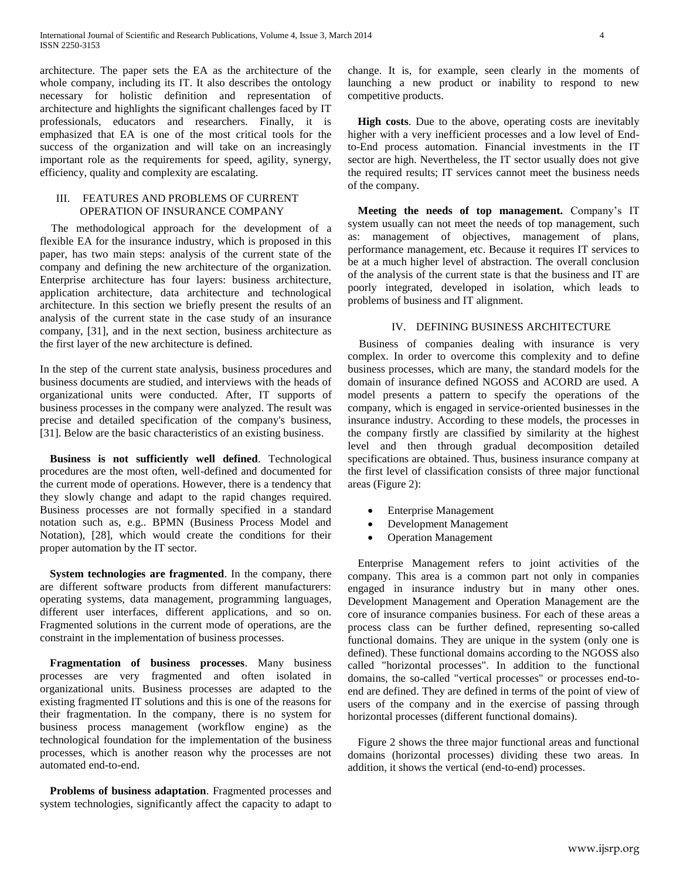architecture. The paper sets the EA as the architecture of the whole company, including its IT. It also describes the ontology necessary for holistic definition and representation of architecture and highlights the significant challenges faced by IT professionals, educators and researchers. Finally, it is emphasized that EA is one of the most critical tools for the success of the organization and will take on an increasingly important role as the requirements for speed, agility, synergy, efficiency, quality and complexity are escalating.

## III. Features and Problems of Current Operation of Insurance Company

The methodological approach for the development of a flexible EA for the insurance industry, which is proposed in this paper, has two main steps: analysis of the current state of the company and defining the new architecture of the organization. Enterprise architecture has four layers: business architecture, application architecture, data architecture and technological architecture. In this section we briefly present the results of an analysis of the current state in the case study of an insurance company, [31], and in the next section, business architecture as the first layer of the new architecture is defined.

In the step of the current state analysis, business procedures and business documents are studied, and interviews with the heads of organizational units were conducted. After, IT supports of business processes in the company were analyzed. The result was precise and detailed specification of the company's business, [31]. Below are the basic characteristics of an existing business.

**Business is not sufficiently well defined**. Technological procedures are the most often, well-defined and documented for the current mode of operations. However, there is a tendency that they slowly change and adapt to the rapid changes required. Business processes are not formally specified in a standard notation such as, e.g.. BPMN (Business Process Model and Notation), [28], which would create the conditions for their proper automation by the IT sector.

**System technologies are fragmented**. In the company, there are different software products from different manufacturers: operating systems, data management, programming languages, different user interfaces, different applications, and so on. Fragmented solutions in the current mode of operations, are the constraint in the implementation of business processes.

**Fragmentation of business processes**. Many business processes are very fragmented and often isolated in organizational units. Business processes are adapted to the existing fragmented IT solutions and this is one of the reasons for their fragmentation. In the company, there is no system for business process management (workflow engine) as the technological foundation for the implementation of the business processes, which is another reason why the processes are not automated end-to-end.

**Problems of business adaptation**. Fragmented processes and system technologies, significantly affect the capacity to adapt to change. It is, for example, seen clearly in the moments of launching a new product or inability to respond to new competitive products.

**High costs**. Due to the above, operating costs are inevitably higher with a very inefficient processes and a low level of End-to-End process automation. Financial investments in the IT sector are high. Nevertheless, the IT sector usually does not give the required results; IT services cannot meet the business needs of the company.

**Meeting the needs of top management.** Company's IT system usually can not meet the needs of top management, such as: management of objectives, management of plans, performance management, etc. Because it requires IT services to be at a much higher level of abstraction. The overall conclusion of the analysis of the current state is that the business and IT are poorly integrated, developed in isolation, which leads to problems of business and IT alignment.

## IV. Defining Business Architecture

Business of companies dealing with insurance is very complex. In order to overcome this complexity and to define business processes, which are many, the standard models for the domain of insurance defined NGOSS and ACORD are used. A model presents a pattern to specify the operations of the company, which is engaged in service-oriented businesses in the insurance industry. According to these models, the processes in the company firstly are classified by similarity at the highest level and then through gradual decomposition detailed specifications are obtained. Thus, business insurance company at the first level of classification consists of three major functional areas (Figure 2):

- Enterprise Management
- Development Management
- Operation Management

Enterprise Management refers to joint activities of the company. This area is a common part not only in companies engaged in insurance industry but in many other ones. Development Management and Operation Management are the core of insurance companies business. For each of these areas a process class can be further defined, representing so-called functional domains. They are unique in the system (only one is defined). These functional domains according to the NGOSS also called "horizontal processes". In addition to the functional domains, the so-called "vertical processes" or processes end-to-end are defined. They are defined in terms of the point of view of users of the company and in the exercise of passing through horizontal processes (different functional domains).

Figure 2 shows the three major functional areas and functional domains (horizontal processes) dividing these two areas. In addition, it shows the vertical (end-to-end) processes.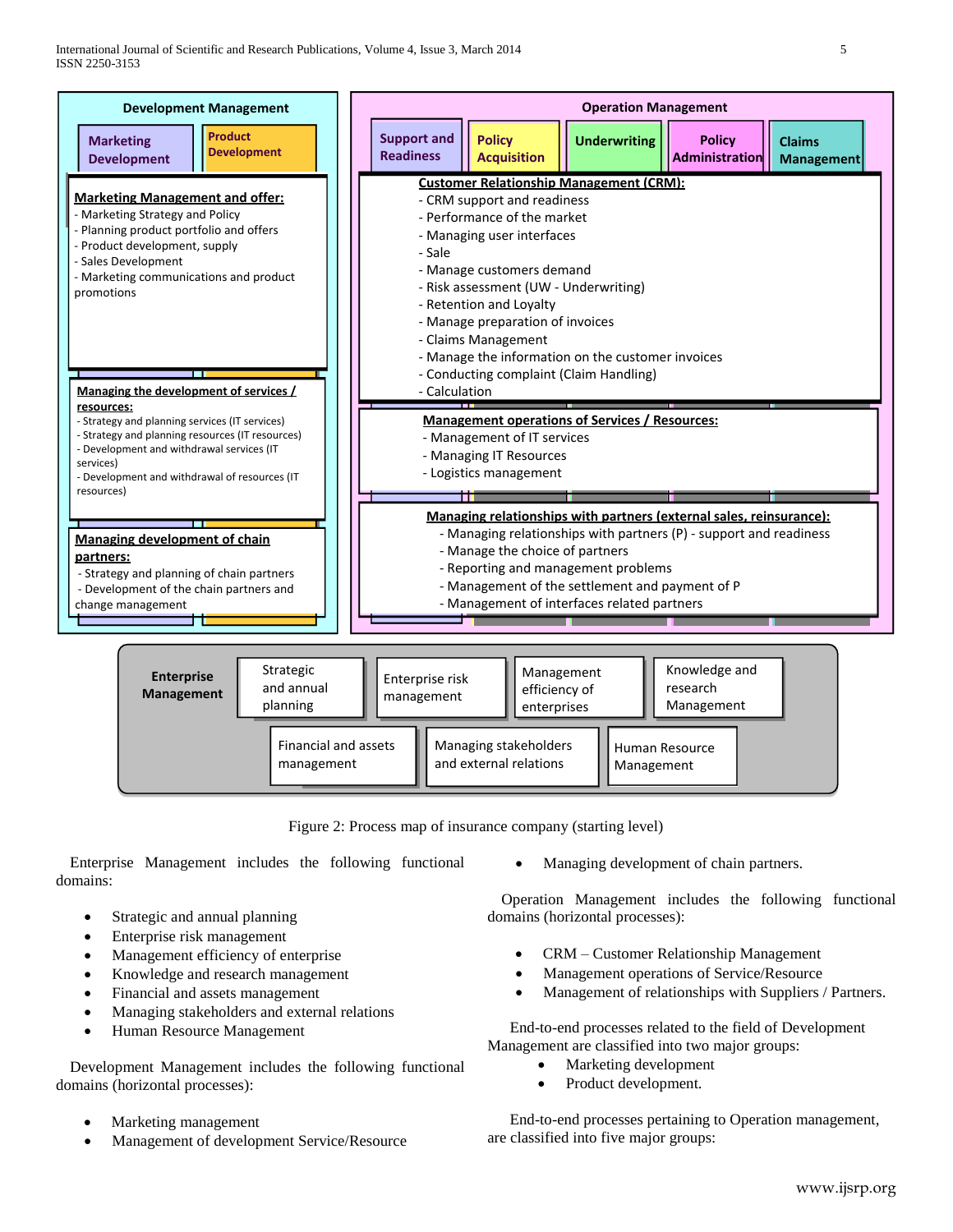**Development Management**

Marketing Development | Product Development

**Marketing Management and offer:**
- Marketing Strategy and Policy
- Planning product portfolio and offers
- Product development, supply
- Sales Development
- Marketing communications and product promotions

**Managing the development of services / resources:**
- Strategy and planning services (IT services)
- Strategy and planning resources (IT resources)
- Development and withdrawal services (IT services)
- Development and withdrawal of resources (IT resources)

**Managing development of chain partners:**
- Strategy and planning of chain partners
- Development of the chain partners and change management

**Operation Management**

Support and Readiness | Policy Acquisition | Underwriting | Policy Administration | Claims Management

**Customer Relationship Management (CRM):**
- CRM support and readiness
- Performance of the market
- Managing user interfaces
- Sale
- Manage customers demand
- Risk assessment (UW - Underwriting)
- Retention and Loyalty
- Manage preparation of invoices
- Claims Management
- Manage the information on the customer invoices
- Conducting complaint (Claim Handling)
- Calculation

**Management operations of Services / Resources:**
- Management of IT services
- Managing IT Resources
- Logistics management

**Managing relationships with partners (external sales, reinsurance):**
- Managing relationships with partners (P) - support and readiness
- Manage the choice of partners
- Reporting and management problems
- Management of the settlement and payment of P
- Management of interfaces related partners

**Enterprise Management**

Strategic and annual planning | Enterprise risk management | Management efficiency of enterprises | Knowledge and research Management | Financial and assets management | Managing stakeholders and external relations | Human Resource Management

Figure 2: Process map of insurance company (starting level)

Enterprise Management includes the following functional domains:

- Strategic and annual planning
- Enterprise risk management
- Management efficiency of enterprise
- Knowledge and research management
- Financial and assets management
- Managing stakeholders and external relations
- Human Resource Management

Development Management includes the following functional domains (horizontal processes):

- Marketing management
- Management of development Service/Resource
- Managing development of chain partners.

Operation Management includes the following functional domains (horizontal processes):

- CRM – Customer Relationship Management
- Management operations of Service/Resource
- Management of relationships with Suppliers / Partners.

End-to-end processes related to the field of Development Management are classified into two major groups:

- Marketing development
- Product development.

End-to-end processes pertaining to Operation management, are classified into five major groups: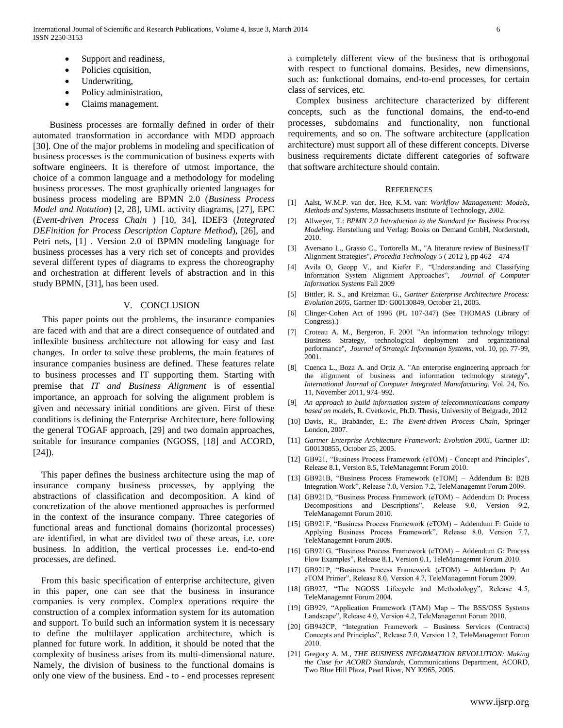- Support and readiness,
- Policies cquisition,
- Underwriting,
- Policy administration,
- Claims management.

Business processes are formally defined in order of their automated transformation in accordance with MDD approach [30]. One of the major problems in modeling and specification of business processes is the communication of business experts with software engineers. It is therefore of utmost importance, the choice of a common language and a methodology for modeling business processes. The most graphically oriented languages for business process modeling are BPMN 2.0 (*Business Process Model and Notation*) [2, 28], UML activity diagrams, [27], EPC (*Event-driven Process Chain* ) [10, 34], IDEF3 (*Integrated DEFinition for Process Description Capture Method*), [26], and Petri nets, [1] . Version 2.0 of BPMN modeling language for business processes has a very rich set of concepts and provides several different types of diagrams to express the choreography and orchestration at different levels of abstraction and in this study BPMN, [31], has been used.

## V. CONCLUSION

This paper points out the problems, the insurance companies are faced with and that are a direct consequence of outdated and inflexible business architecture not allowing for easy and fast changes. In order to solve these problems, the main features of insurance companies business are defined. These features relate to business processes and IT supporting them. Starting with premise that *IT and Business Alignment* is of essential importance, an approach for solving the alignment problem is given and necessary initial conditions are given. First of these conditions is defining the Enterprise Architecture, here following the general TOGAF approach, [29] and two domain approaches, suitable for insurance companies (NGOSS, [18] and ACORD, [24]).

This paper defines the business architecture using the map of insurance company business processes, by applying the abstractions of classification and decomposition. A kind of concretization of the above mentioned approaches is performed in the context of the insurance company. Three categories of functional areas and functional domains (horizontal processes) are identified, in what are divided two of these areas, i.e. core business. In addition, the vertical processes i.e. end-to-end processes, are defined.

From this basic specification of enterprise architecture, given in this paper, one can see that the business in insurance companies is very complex. Complex operations require the construction of a complex information system for its automation and support. To build such an information system it is necessary to define the multilayer application architecture, which is planned for future work. In addition, it should be noted that the complexity of business arises from its multi-dimensional nature. Namely, the division of business to the functional domains is only one view of the business. End - to - end processes represent a completely different view of the business that is orthogonal with respect to functional domains. Besides, new dimensions, such as: funkctional domains, end-to-end processes, for certain class of services, etc.

Complex business architecture characterized by different concepts, such as the functional domains, the end-to-end processes, subdomains and functionality, non functional requirements, and so on. The software architecture (application architecture) must support all of these different concepts. Diverse business requirements dictate different categories of software that software architecture should contain.

## REFERENCES

[1] Aalst, W.M.P. van der, Hee, K.M. van: *Workflow Management: Models, Methods and Systems*, Massachusetts Institute of Technology, 2002.

[2] Allweyer, T.: *BPMN 2.0 Introduction to the Standard for Business Process Modeling*. Herstellung und Verlag: Books on Demand GmbH, Norderstedt, 2010.

[3] Aversano L., Grasso C., Tortorella M., "A literature review of Business/IT Alignment Strategies", *Procedia Technology* 5 ( 2012 ), pp 462 – 474

[4] Avila O, Geopp V., and Kiefer F., "Understanding and Classifying Information System Alignment Approaches", *Journal of Computer Information Systems* Fall 2009

[5] Bittler, R. S., and Kreizman G., *Gartner Enterprise Architecture Process: Evolution 2005*, Gartner ID: G00130849, October 21, 2005.

[6] Clinger-Cohen Act of 1996 (PL 107-347) (See THOMAS (Library of Congress).)

[7] Croteau A. M., Bergeron, F. 2001 "An information technology trilogy: Business Strategy, technological deployment and organizational performance", *Journal of Strategic Information Systems*, vol. 10, pp. 77-99, 2001.

[8] Cuenca L., Boza A. and Ortiz A. "An enterprise engineering approach for the alignment of business and information technology strategy", *International Journal of Computer Integrated Manufacturing*, Vol. 24, No. 11, November 2011, 974–992.

[9] *An approach to build information system of telecommunications company based on models*, R. Cvetkovic, Ph.D. Thesis, University of Belgrade, 2012

[10] Davis, R., Brabänder, E.: *The Event-driven Process Chain*, Springer London, 2007.

[11] *Gartner Enterprise Architecture Framework: Evolution 2005*, Gartner ID: G00130855, October 25, 2005.

[12] GB921, "Business Process Framework (eTOM) - Concept and Principles", Release 8.1, Version 8.5, TeleManagemnt Forum 2010.

[13] GB921B, "Business Process Framework (eTOM) – Addendum B: B2B Integration Work", Release 7.0, Version 7.2, TeleManagemnt Forum 2009.

[14] GB921D, "Business Process Framework (eTOM) – Addendum D: Process Decompositions and Descriptions", Release 9.0, Version 9.2, TeleManagemnt Forum 2010.

[15] GB921F, "Business Process Framework (eTOM) – Addendum F: Guide to Applying Business Process Framework", Release 8.0, Version 7.7, TeleManagemnt Forum 2009.

[16] GB921G, "Business Process Framework (eTOM) – Addendum G: Process Flow Examples", Release 8.1, Version 0.1, TeleManagemnt Forum 2010.

[17] GB921P, "Business Process Framework (eTOM) – Addendum P: An eTOM Primer", Release 8.0, Version 4.7, TeleManagemnt Forum 2009.

[18] GB927, "The NGOSS Lifecycle and Methodology", Release 4.5, TeleManagemnt Forum 2004.

[19] GB929, "Application Framework (TAM) Map – The BSS/OSS Systems Landscape", Release 4.0, Version 4.2, TeleManagemnt Forum 2010.

[20] GB942CP, "Integration Framework – Business Services (Contracts) Concepts and Principles", Release 7.0, Version 1.2, TeleManagemnt Forum 2010.

[21] Gregory A. M., *THE BUSINESS INFORMATION REVOLUTION: Making the Case for ACORD Standards*, Communications Department, ACORD, Two Blue Hill Plaza, Pearl River, NY I0965, 2005.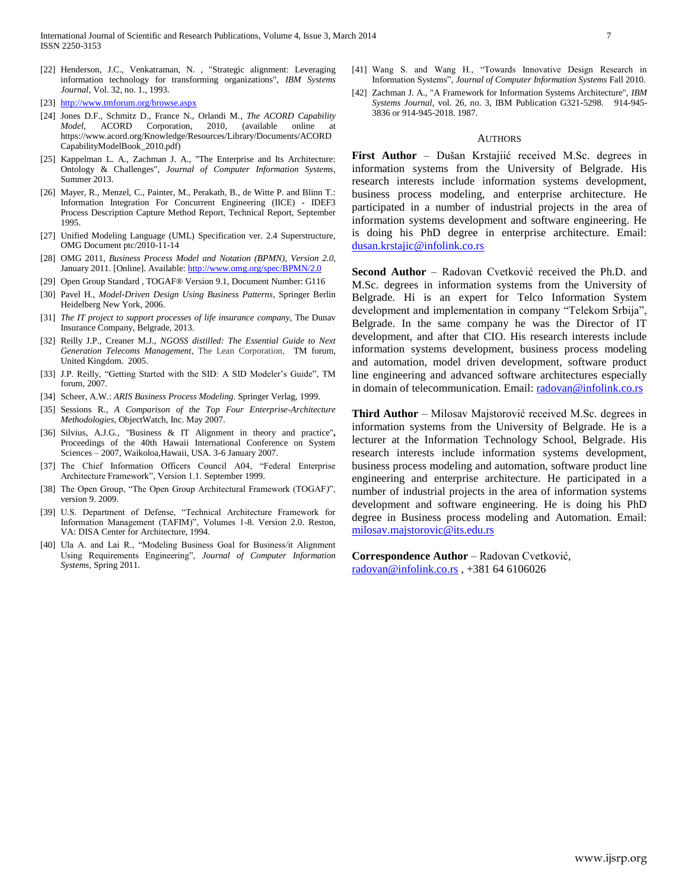[22] Henderson, J.C., Venkatraman, N. , "Strategic alignment: Leveraging information technology for transforming organizations", *IBM Systems Journal*, Vol. 32, no. 1., 1993.

[23] http://www.tmforum.org/browse.aspx

[24] Jones D.F., Schmitz D., France N., Orlandi M., *The ACORD Capability Model*, ACORD Corporation, 2010, (available online at https://www.acord.org/Knowledge/Resources/Library/Documents/ACORD CapabilityModelBook_2010.pdf)

[25] Kappelman L. A., Zachman J. A., "The Enterprise and Its Architecture: Ontology & Challenges", *Journal of Computer Information Systems*, Summer 2013.

[26] Mayer, R., Menzel, C., Painter, M., Perakath, B., de Witte P. and Blinn T.: Information Integration For Concurrent Engineering (IICE) - IDEF3 Process Description Capture Method Report, Technical Report, September 1995.

[27] Unified Modeling Language (UML) Specification ver. 2.4 Superstructure, OMG Document ptc/2010-11-14

[28] OMG 2011, *Business Process Model and Notation (BPMN), Version 2.0*, January 2011. [Online]. Available: http://www.omg.org/spec/BPMN/2.0

[29] Open Group Standard , TOGAF® Version 9.1, Document Number: G116

[30] Pavel H., *Model-Driven Design Using Business Patterns*, Springer Berlin Heidelberg New York, 2006.

[31] *The IT project to support processes of life insurance company*, The Dunav Insurance Company, Belgrade, 2013.

[32] Reilly J.P., Creaner M.J., *NGOSS distilled: The Essential Guide to Next Generation Telecoms Management*, The Lean Corporation, TM forum, United Kingdom. 2005.

[33] J.P. Reilly, "Getting Started with the SID: A SID Modeler's Guide", TM forum, 2007.

[34] Scheer, A.W.: *ARIS Business Process Modeling*. Springer Verlag, 1999.

[35] Sessions R., *A Comparison of the Top Four Enterprise-Architecture Methodologies*, ObjectWatch, Inc. May 2007.

[36] Silvius, A.J.G., "Business & IT Alignment in theory and practice", Proceedings of the 40th Hawaii International Conference on System Sciences – 2007, Waikoloa,Hawaii, USA. 3-6 January 2007.

[37] The Chief Information Officers Council A04, "Federal Enterprise Architecture Framework", Version 1.1. September 1999.

[38] The Open Group, "The Open Group Architectural Framework (TOGAF)", version 9. 2009.

[39] U.S. Department of Defense, "Technical Architecture Framework for Information Management (TAFIM)", Volumes 1-8. Version 2.0. Reston, VA: DISA Center for Architecture, 1994.

[40] Ula A. and Lai R., "Modeling Business Goal for Business/it Alignment Using Requirements Engineering", *Journal of Computer Information Systems*, Spring 2011.

[41] Wang S. and Wang H., "Towards Innovative Design Research in Information Systems", *Journal of Computer Information Systems* Fall 2010.

[42] Zachman J. A., "A Framework for Information Systems Architecture", *IBM Systems Journal*, vol. 26, no. 3, IBM Publication G321-5298. 914-945-3836 or 914-945-2018. 1987.

## AUTHORS

**First Author** – Dušan Krstajiić received M.Sc. degrees in information systems from the University of Belgrade. His research interests include information systems development, business process modeling, and enterprise architecture. He participated in a number of industrial projects in the area of information systems development and software engineering. He is doing his PhD degree in enterprise architecture. Email: dusan.krstajic@infolink.co.rs

**Second Author** – Radovan Cvetković received the Ph.D. and M.Sc. degrees in information systems from the University of Belgrade. Hi is an expert for Telco Information System development and implementation in company "Telekom Srbija", Belgrade. In the same company he was the Director of IT development, and after that CIO. His research interests include information systems development, business process modeling and automation, model driven development, software product line engineering and advanced software architectures especially in domain of telecommunication. Email: radovan@infolink.co.rs

**Third Author** – Milosav Majstorović received M.Sc. degrees in information systems from the University of Belgrade. He is a lecturer at the Information Technology School, Belgrade. His research interests include information systems development, business process modeling and automation, software product line engineering and enterprise architecture. He participated in a number of industrial projects in the area of information systems development and software engineering. He is doing his PhD degree in Business process modeling and Automation. Email: milosav.majstorovic@its.edu.rs

**Correspondence Author** – Radovan Cvetković, radovan@infolink.co.rs , +381 64 6106026